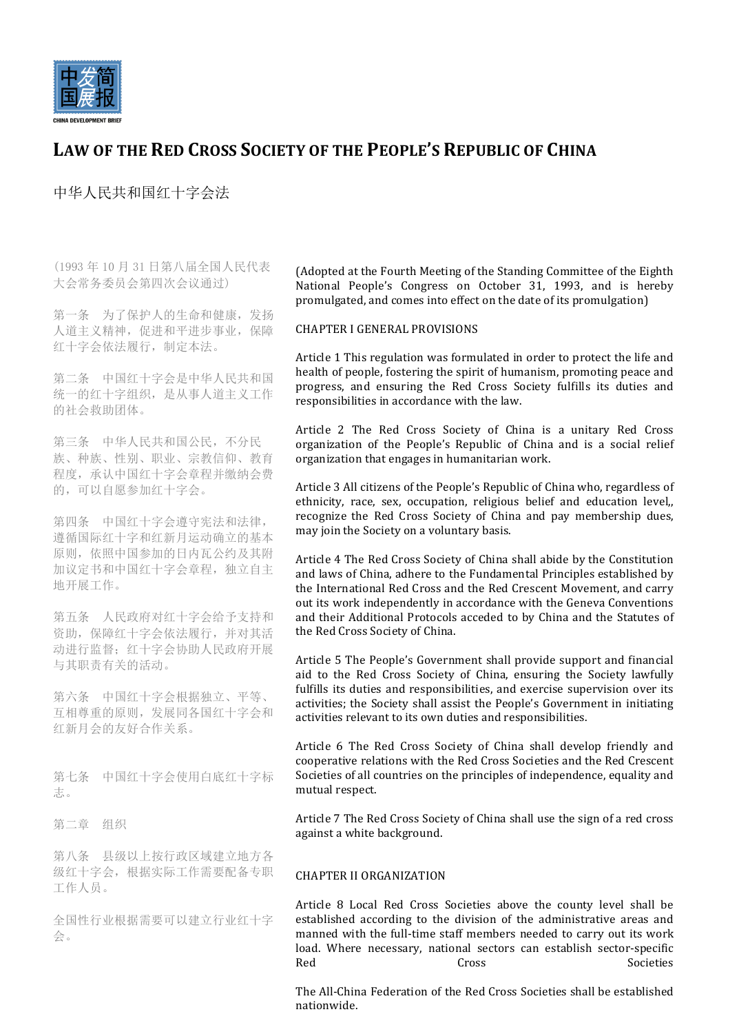# LAW OF THE RED CROSS SOCIETY OF THE PEOPLE'S REPUBLIC OF CHINA

中华人民共和国红十字会法

（1993 年 10 月 31 日第八届全国人民代表大会常务委员会第四次会议通过）

第一条　为了保护人的生命和健康，发扬人道主义精神，促进和平进步事业，保障红十字会依法履行，制定本法。

第二条　中国红十字会是中华人民共和国统一的红十字组织，是从事人道主义工作的社会救助团体。

第三条　中华人民共和国公民，不分民族、种族、性别、职业、宗教信仰、教育程度，承认中国红十字会章程并缴纳会费的，可以自愿参加红十字会。

第四条　中国红十字会遵守宪法和法律，遵循国际红十字和红新月运动确立的基本原则，依照中国参加的日内瓦公约及其附加议定书和中国红十字会章程，独立自主地开展工作。

第五条　人民政府对红十字会给予支持和资助，保障红十字会依法履行，并对其活动进行监督；红十字会协助人民政府开展与其职责有关的活动。

第六条　中国红十字会根据独立、平等、互相尊重的原则，发展同各国红十字会和红新月会的友好合作关系。

第七条　中国红十字会使用白底红十字标志。

第二章　组织

第八条　县级以上按行政区域建立地方各级红十字会，根据实际工作需要配备专职工作人员。

全国性行业根据需要可以建立行业红十字会。

(Adopted at the Fourth Meeting of the Standing Committee of the Eighth National People's Congress on October 31, 1993, and is hereby promulgated, and comes into effect on the date of its promulgation)

CHAPTER I GENERAL PROVISIONS

Article 1 This regulation was formulated in order to protect the life and health of people, fostering the spirit of humanism, promoting peace and progress, and ensuring the Red Cross Society fulfills its duties and responsibilities in accordance with the law.

Article 2 The Red Cross Society of China is a unitary Red Cross organization of the People's Republic of China and is a social relief organization that engages in humanitarian work.

Article 3 All citizens of the People's Republic of China who, regardless of ethnicity, race, sex, occupation, religious belief and education level,, recognize the Red Cross Society of China and pay membership dues, may join the Society on a voluntary basis.

Article 4 The Red Cross Society of China shall abide by the Constitution and laws of China, adhere to the Fundamental Principles established by the International Red Cross and the Red Crescent Movement, and carry out its work independently in accordance with the Geneva Conventions and their Additional Protocols acceded to by China and the Statutes of the Red Cross Society of China.

Article 5 The People's Government shall provide support and financial aid to the Red Cross Society of China, ensuring the Society lawfully fulfills its duties and responsibilities, and exercise supervision over its activities; the Society shall assist the People's Government in initiating activities relevant to its own duties and responsibilities.

Article 6 The Red Cross Society of China shall develop friendly and cooperative relations with the Red Cross Societies and the Red Crescent Societies of all countries on the principles of independence, equality and mutual respect.

Article 7 The Red Cross Society of China shall use the sign of a red cross against a white background.

CHAPTER II ORGANIZATION

Article 8 Local Red Cross Societies above the county level shall be established according to the division of the administrative areas and manned with the full-time staff members needed to carry out its work load. Where necessary, national sectors can establish sector-specific Red Cross Societies

The All-China Federation of the Red Cross Societies shall be established nationwide.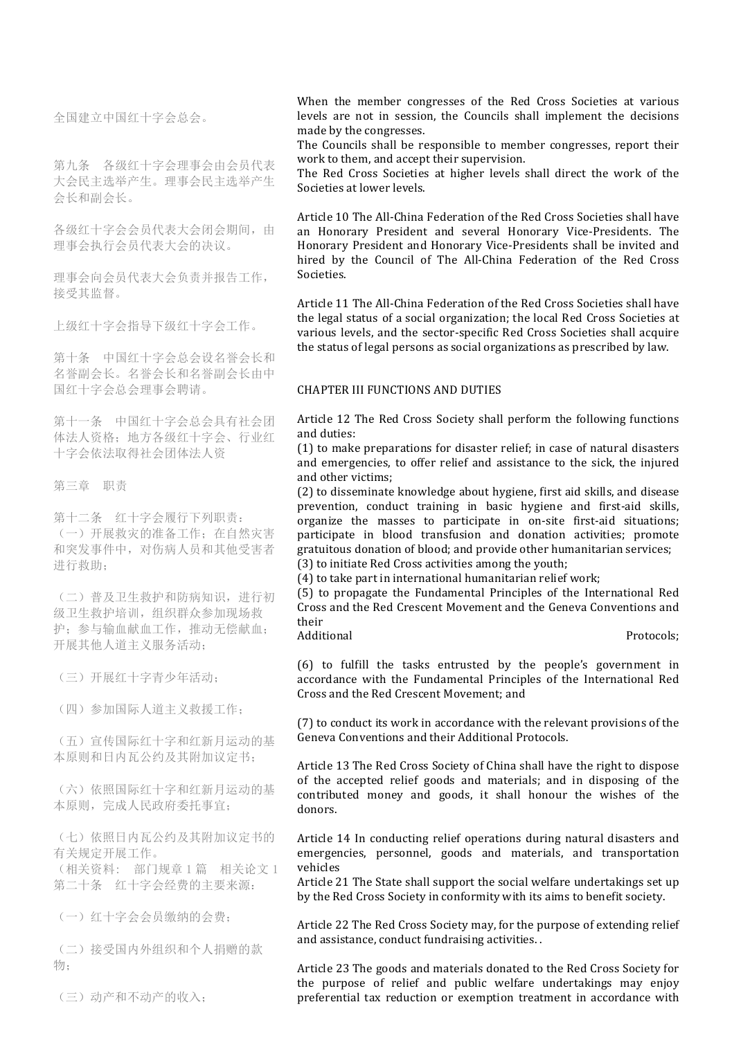全国建立中国红十字会总会。

第九条　各级红十字会理事会由会员代表大会民主选举产生。理事会民主选举产生会长和副会长。

各级红十字会会员代表大会闭会期间，由理事会执行会员代表大会的决议。

理事会向会员代表大会负责并报告工作，接受其监督。

上级红十字会指导下级红十字会工作。

第十条　中国红十字会总会设名誉会长和名誉副会长。名誉会长和名誉副会长由中国红十字会总会理事会聘请。

第十一条　中国红十字会总会具有社会团体法人资格；地方各级红十字会、行业红十字会依法取得社会团体法人资

第三章　职责

第十二条　红十字会履行下列职责：
（一）开展救灾的准备工作；在自然灾害和突发事件中，对伤病人员和其他受害者进行救助；

（二）普及卫生救护和防病知识，进行初级卫生救护培训，组织群众参加现场救护；参与输血献血工作，推动无偿献血；开展其他人道主义服务活动；

（三）开展红十字青少年活动；

（四）参加国际人道主义救援工作；

（五）宣传国际红十字和红新月运动的基本原则和日内瓦公约及其附加议定书；

（六）依照国际红十字和红新月运动的基本原则，完成人民政府委托事宜；

（七）依照日内瓦公约及其附加议定书的有关规定开展工作。
（相关资料：　部门规章 1 篇　相关论文 1
第二十条　红十字会经费的主要来源：

（一）红十字会会员缴纳的会费；

（二）接受国内外组织和个人捐赠的款物；

（三）动产和不动产的收入；

When the member congresses of the Red Cross Societies at various levels are not in session, the Councils shall implement the decisions made by the congresses.
The Councils shall be responsible to member congresses, report their work to them, and accept their supervision.
The Red Cross Societies at higher levels shall direct the work of the Societies at lower levels.

Article 10 The All-China Federation of the Red Cross Societies shall have an Honorary President and several Honorary Vice-Presidents. The Honorary President and Honorary Vice-Presidents shall be invited and hired by the Council of The All-China Federation of the Red Cross Societies.

Article 11 The All-China Federation of the Red Cross Societies shall have the legal status of a social organization; the local Red Cross Societies at various levels, and the sector-specific Red Cross Societies shall acquire the status of legal persons as social organizations as prescribed by law.

## CHAPTER III FUNCTIONS AND DUTIES

Article 12 The Red Cross Society shall perform the following functions and duties:
(1) to make preparations for disaster relief; in case of natural disasters and emergencies, to offer relief and assistance to the sick, the injured and other victims;
(2) to disseminate knowledge about hygiene, first aid skills, and disease prevention, conduct training in basic hygiene and first-aid skills, organize the masses to participate in on-site first-aid situations; participate in blood transfusion and donation activities; promote gratuitous donation of blood; and provide other humanitarian services;
(3) to initiate Red Cross activities among the youth;
(4) to take part in international humanitarian relief work;
(5) to propagate the Fundamental Principles of the International Red Cross and the Red Crescent Movement and the Geneva Conventions and their Additional Protocols;

(6) to fulfill the tasks entrusted by the people's government in accordance with the Fundamental Principles of the International Red Cross and the Red Crescent Movement; and

(7) to conduct its work in accordance with the relevant provisions of the Geneva Conventions and their Additional Protocols.

Article 13 The Red Cross Society of China shall have the right to dispose of the accepted relief goods and materials; and in disposing of the contributed money and goods, it shall honour the wishes of the donors.

Article 14 In conducting relief operations during natural disasters and emergencies, personnel, goods and materials, and transportation vehicles
Article 21 The State shall support the social welfare undertakings set up by the Red Cross Society in conformity with its aims to benefit society.

Article 22 The Red Cross Society may, for the purpose of extending relief and assistance, conduct fundraising activities. .

Article 23 The goods and materials donated to the Red Cross Society for the purpose of relief and public welfare undertakings may enjoy preferential tax reduction or exemption treatment in accordance with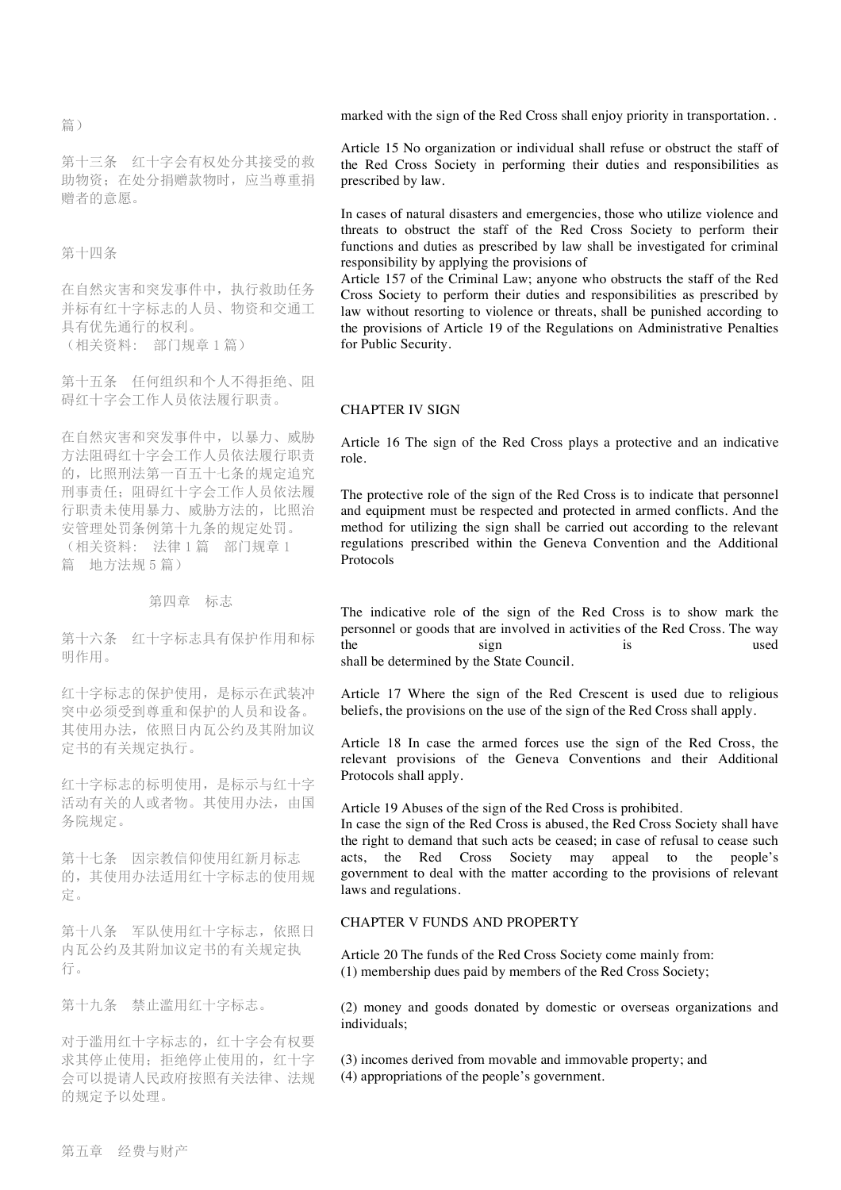篇）

第十三条　红十字会有权处分其接受的救助物资；在处分捐赠款物时，应当尊重捐赠者的意愿。

第十四条

在自然灾害和突发事件中，执行救助任务并标有红十字标志的人员、物资和交通工具有优先通行的权利。
（相关资料：　部门规章 1 篇）

第十五条　任何组织和个人不得拒绝、阻碍红十字会工作人员依法履行职责。

在自然灾害和突发事件中，以暴力、威胁方法阻碍红十字会工作人员依法履行职责的，比照刑法第一百五十七条的规定追究刑事责任；阻碍红十字会工作人员依法履行职责未使用暴力、威胁方法的，比照治安管理处罚条例第十九条的规定处罚。
（相关资料：　法律 1 篇　部门规章 1 篇　地方法规 5 篇）

## 第四章　标志

第十六条　红十字标志具有保护作用和标明作用。

红十字标志的保护使用，是标示在武装冲突中必须受到尊重和保护的人员和设备。其使用办法，依照日内瓦公约及其附加议定书的有关规定执行。

红十字标志的标明使用，是标示与红十字活动有关的人或者物。其使用办法，由国务院规定。

第十七条　因宗教信仰使用红新月标志的，其使用办法适用红十字标志的使用规定。

第十八条　军队使用红十字标志，依照日内瓦公约及其附加议定书的有关规定执行。

第十九条　禁止滥用红十字标志。

对于滥用红十字标志的，红十字会有权要求其停止使用；拒绝停止使用的，红十字会可以提请人民政府按照有关法律、法规的规定予以处理。

## 第五章　经费与财产

marked with the sign of the Red Cross shall enjoy priority in transportation. .

Article 15 No organization or individual shall refuse or obstruct the staff of the Red Cross Society in performing their duties and responsibilities as prescribed by law.

In cases of natural disasters and emergencies, those who utilize violence and threats to obstruct the staff of the Red Cross Society to perform their functions and duties as prescribed by law shall be investigated for criminal responsibility by applying the provisions of
Article 157 of the Criminal Law; anyone who obstructs the staff of the Red Cross Society to perform their duties and responsibilities as prescribed by law without resorting to violence or threats, shall be punished according to the provisions of Article 19 of the Regulations on Administrative Penalties for Public Security.

## CHAPTER IV SIGN

Article 16 The sign of the Red Cross plays a protective and an indicative role.

The protective role of the sign of the Red Cross is to indicate that personnel and equipment must be respected and protected in armed conflicts. And the method for utilizing the sign shall be carried out according to the relevant regulations prescribed within the Geneva Convention and the Additional Protocols

The indicative role of the sign of the Red Cross is to show mark the personnel or goods that are involved in activities of the Red Cross. The way the sign is used shall be determined by the State Council.

Article 17 Where the sign of the Red Crescent is used due to religious beliefs, the provisions on the use of the sign of the Red Cross shall apply.

Article 18 In case the armed forces use the sign of the Red Cross, the relevant provisions of the Geneva Conventions and their Additional Protocols shall apply.

Article 19 Abuses of the sign of the Red Cross is prohibited.
In case the sign of the Red Cross is abused, the Red Cross Society shall have the right to demand that such acts be ceased; in case of refusal to cease such acts, the Red Cross Society may appeal to the people's government to deal with the matter according to the provisions of relevant laws and regulations.

## CHAPTER V FUNDS AND PROPERTY

Article 20 The funds of the Red Cross Society come mainly from:
(1) membership dues paid by members of the Red Cross Society;

(2) money and goods donated by domestic or overseas organizations and individuals;

(3) incomes derived from movable and immovable property; and
(4) appropriations of the people's government.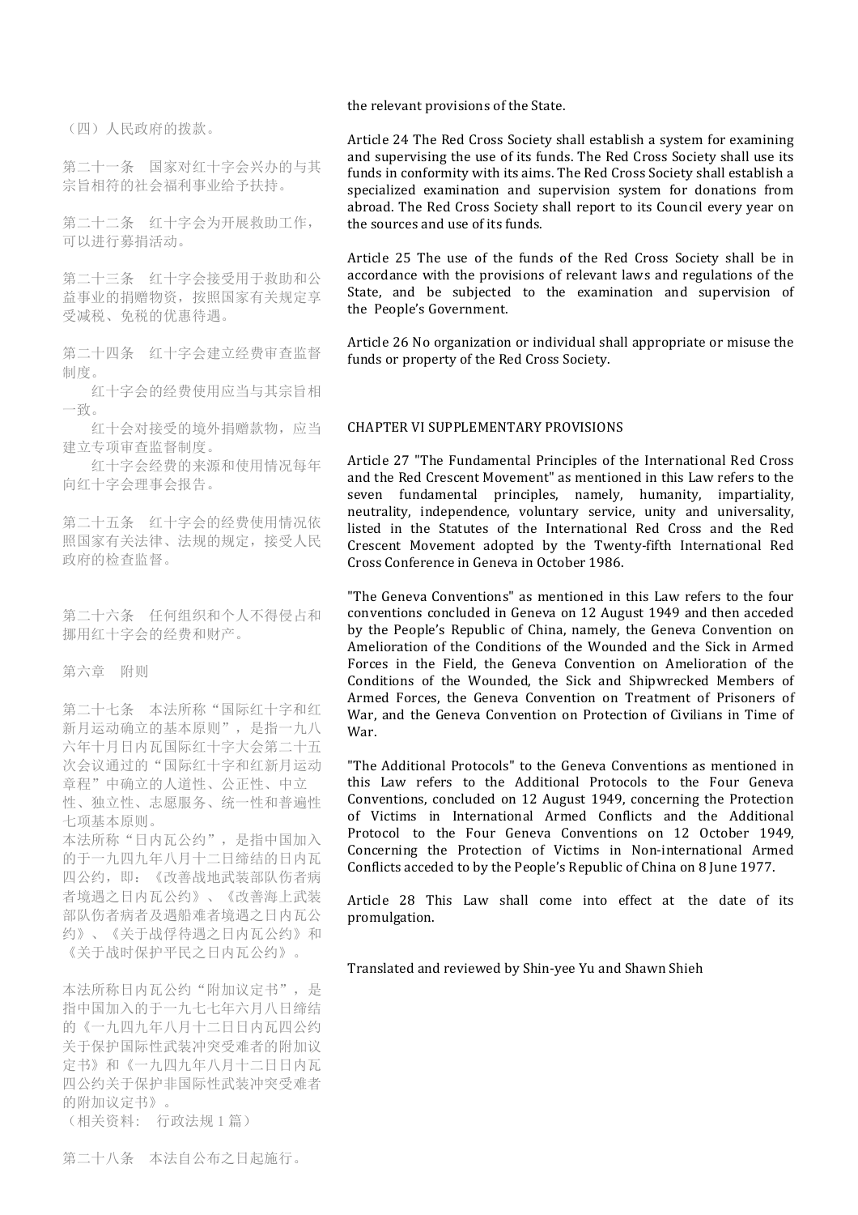（四）人民政府的拨款。

第二十一条　国家对红十字会兴办的与其宗旨相符的社会福利事业给予扶持。

第二十二条　红十字会为开展救助工作，可以进行募捐活动。

第二十三条　红十字会接受用于救助和公益事业的捐赠物资，按照国家有关规定享受减税、免税的优惠待遇。

第二十四条　红十字会建立经费审查监督制度。

红十字会的经费使用应当与其宗旨相一致。

红十会对接受的境外捐赠款物，应当建立专项审查监督制度。

红十字会经费的来源和使用情况每年向红十字会理事会报告。

第二十五条　红十字会的经费使用情况依照国家有关法律、法规的规定，接受人民政府的检查监督。

第二十六条　任何组织和个人不得侵占和挪用红十字会的经费和财产。

第六章　附则

第二十七条　本法所称“国际红十字和红新月运动确立的基本原则”，是指一九八六年十月日内瓦国际红十字大会第二十五次会议通过的“国际红十字和红新月运动章程”中确立的人道性、公正性、中立性、独立性、志愿服务、统一性和普遍性七项基本原则。

本法所称“日内瓦公约”，是指中国加入的于一九四九年八月十二日缔结的日内瓦四公约，即：《改善战地武装部队伤者病者境遇之日内瓦公约》、《改善海上武装部队伤者病者及遇船难者境遇之日内瓦公约》、《关于战俘待遇之日内瓦公约》和《关于战时保护平民之日内瓦公约》。

本法所称日内瓦公约“附加议定书”，是指中国加入的于一九七七年六月八日缔结的《一九四九年八月十二日日内瓦四公约关于保护国际性武装冲突受难者的附加议定书》和《一九四九年八月十二日日内瓦四公约关于保护非国际性武装冲突受难者的附加议定书》。

（相关资料：　行政法规 1 篇）

第二十八条　本法自公布之日起施行。

the relevant provisions of the State.

Article 24 The Red Cross Society shall establish a system for examining and supervising the use of its funds. The Red Cross Society shall use its funds in conformity with its aims. The Red Cross Society shall establish a specialized examination and supervision system for donations from abroad. The Red Cross Society shall report to its Council every year on the sources and use of its funds.

Article 25 The use of the funds of the Red Cross Society shall be in accordance with the provisions of relevant laws and regulations of the State, and be subjected to the examination and supervision of the People's Government.

Article 26 No organization or individual shall appropriate or misuse the funds or property of the Red Cross Society.

## CHAPTER VI SUPPLEMENTARY PROVISIONS

Article 27 "The Fundamental Principles of the International Red Cross and the Red Crescent Movement" as mentioned in this Law refers to the seven fundamental principles, namely, humanity, impartiality, neutrality, independence, voluntary service, unity and universality, listed in the Statutes of the International Red Cross and the Red Crescent Movement adopted by the Twenty-fifth International Red Cross Conference in Geneva in October 1986.

"The Geneva Conventions" as mentioned in this Law refers to the four conventions concluded in Geneva on 12 August 1949 and then acceded by the People's Republic of China, namely, the Geneva Convention on Amelioration of the Conditions of the Wounded and the Sick in Armed Forces in the Field, the Geneva Convention on Amelioration of the Conditions of the Wounded, the Sick and Shipwrecked Members of Armed Forces, the Geneva Convention on Treatment of Prisoners of War, and the Geneva Convention on Protection of Civilians in Time of War.

"The Additional Protocols" to the Geneva Conventions as mentioned in this Law refers to the Additional Protocols to the Four Geneva Conventions, concluded on 12 August 1949, concerning the Protection of Victims in International Armed Conflicts and the Additional Protocol to the Four Geneva Conventions on 12 October 1949, Concerning the Protection of Victims in Non-international Armed Conflicts acceded to by the People's Republic of China on 8 June 1977.

Article 28 This Law shall come into effect at the date of its promulgation.

Translated and reviewed by Shin-yee Yu and Shawn Shieh